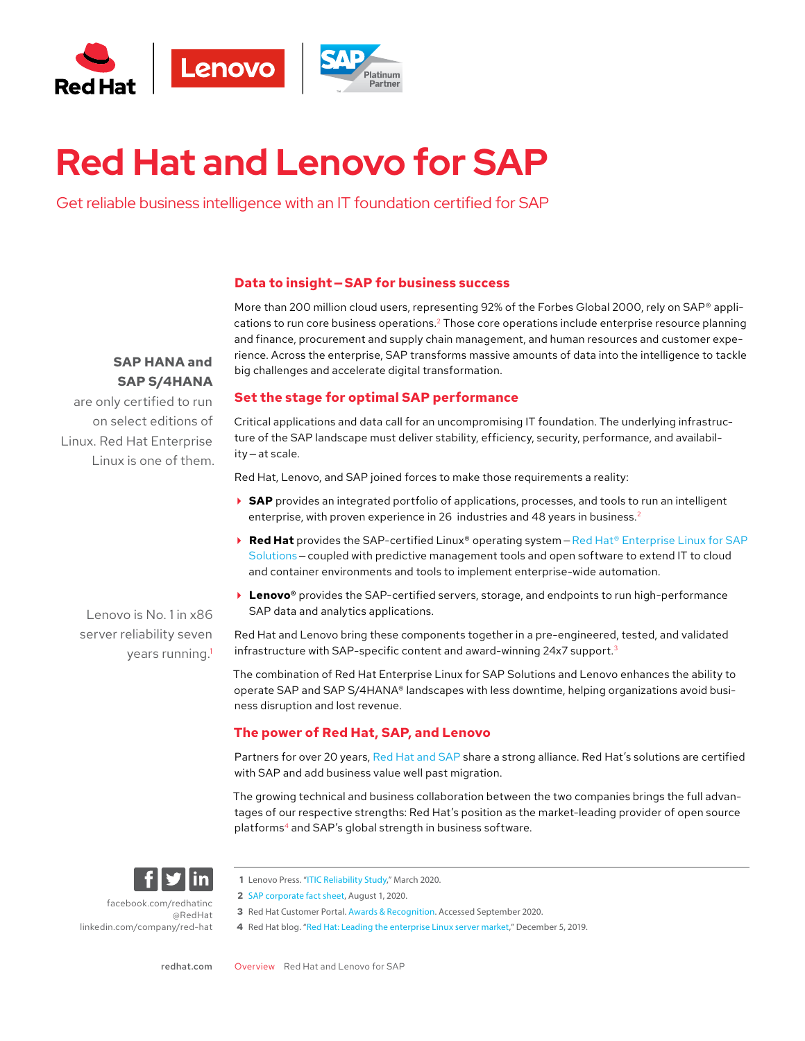// Red Hat | Lenovo | SAP Platinum Partner

# Red Hat and Lenovo for SAP

Get reliable business intelligence with an IT foundation certified for SAP

**SAP HANA and SAP S/4HANA** are only certified to run on select editions of Linux. Red Hat Enterprise Linux is one of them.

Lenovo is No. 1 in x86 server reliability seven years running.[1]

## Data to insight—SAP for business success

More than 200 million cloud users, representing 92% of the Forbes Global 2000, rely on SAP® applications to run core business operations.[2] Those core operations include enterprise resource planning and finance, procurement and supply chain management, and human resources and customer experience. Across the enterprise, SAP transforms massive amounts of data into the intelligence to tackle big challenges and accelerate digital transformation.

## Set the stage for optimal SAP performance

Critical applications and data call for an uncompromising IT foundation. The underlying infrastructure of the SAP landscape must deliver stability, efficiency, security, performance, and availability—at scale.

Red Hat, Lenovo, and SAP joined forces to make those requirements a reality:

- **SAP** provides an integrated portfolio of applications, processes, and tools to run an intelligent enterprise, with proven experience in 26 industries and 48 years in business.[2]
- **Red Hat** provides the SAP-certified Linux® operating system—Red Hat® Enterprise Linux for SAP Solutions—coupled with predictive management tools and open software to extend IT to cloud and container environments and tools to implement enterprise-wide automation.
- **Lenovo®** provides the SAP-certified servers, storage, and endpoints to run high-performance SAP data and analytics applications.

Red Hat and Lenovo bring these components together in a pre-engineered, tested, and validated infrastructure with SAP-specific content and award-winning 24x7 support.[3]

The combination of Red Hat Enterprise Linux for SAP Solutions and Lenovo enhances the ability to operate SAP and SAP S/4HANA® landscapes with less downtime, helping organizations avoid business disruption and lost revenue.

## The power of Red Hat, SAP, and Lenovo

Partners for over 20 years, Red Hat and SAP share a strong alliance. Red Hat's solutions are certified with SAP and add business value well past migration.

The growing technical and business collaboration between the two companies brings the full advantages of our respective strengths: Red Hat's position as the market-leading provider of open source platforms[4] and SAP's global strength in business software.

facebook.com/redhatinc
@RedHat
linkedin.com/company/red-hat

1 Lenovo Press. "ITIC Reliability Study," March 2020.
2 SAP corporate fact sheet, August 1, 2020.
3 Red Hat Customer Portal. Awards & Recognition. Accessed September 2020.
4 Red Hat blog. "Red Hat: Leading the enterprise Linux server market," December 5, 2019.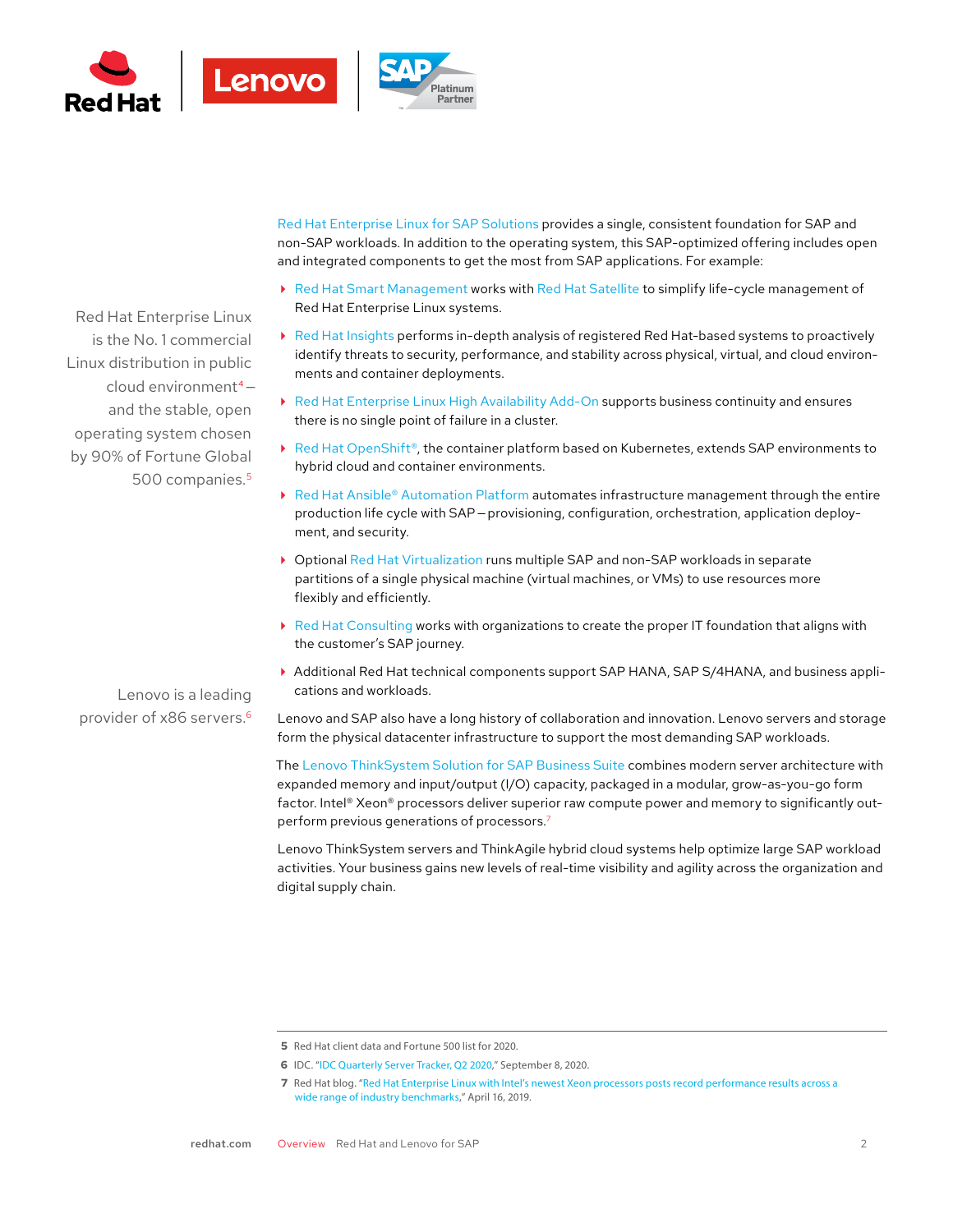Red Hat Enterprise Linux for SAP Solutions provides a single, consistent foundation for SAP and non-SAP workloads. In addition to the operating system, this SAP-optimized offering includes open and integrated components to get the most from SAP applications. For example:

Red Hat Enterprise Linux is the No. 1 commercial Linux distribution in public cloud environment[4]—and the stable, open operating system chosen by 90% of Fortune Global 500 companies.[5]

- Red Hat Smart Management works with Red Hat Satellite to simplify life-cycle management of Red Hat Enterprise Linux systems.
- Red Hat Insights performs in-depth analysis of registered Red Hat-based systems to proactively identify threats to security, performance, and stability across physical, virtual, and cloud environments and container deployments.
- Red Hat Enterprise Linux High Availability Add-On supports business continuity and ensures there is no single point of failure in a cluster.
- Red Hat OpenShift®, the container platform based on Kubernetes, extends SAP environments to hybrid cloud and container environments.
- Red Hat Ansible® Automation Platform automates infrastructure management through the entire production life cycle with SAP—provisioning, configuration, orchestration, application deployment, and security.
- Optional Red Hat Virtualization runs multiple SAP and non-SAP workloads in separate partitions of a single physical machine (virtual machines, or VMs) to use resources more flexibly and efficiently.
- Red Hat Consulting works with organizations to create the proper IT foundation that aligns with the customer's SAP journey.
- Additional Red Hat technical components support SAP HANA, SAP S/4HANA, and business applications and workloads.

Lenovo is a leading provider of x86 servers.[6]

Lenovo and SAP also have a long history of collaboration and innovation. Lenovo servers and storage form the physical datacenter infrastructure to support the most demanding SAP workloads.

The Lenovo ThinkSystem Solution for SAP Business Suite combines modern server architecture with expanded memory and input/output (I/O) capacity, packaged in a modular, grow-as-you-go form factor. Intel® Xeon® processors deliver superior raw compute power and memory to significantly outperform previous generations of processors.[7]

Lenovo ThinkSystem servers and ThinkAgile hybrid cloud systems help optimize large SAP workload activities. Your business gains new levels of real-time visibility and agility across the organization and digital supply chain.

---

5 Red Hat client data and Fortune 500 list for 2020.

6 IDC. "IDC Quarterly Server Tracker, Q2 2020," September 8, 2020.

7 Red Hat blog. "Red Hat Enterprise Linux with Intel's newest Xeon processors posts record performance results across a wide range of industry benchmarks," April 16, 2019.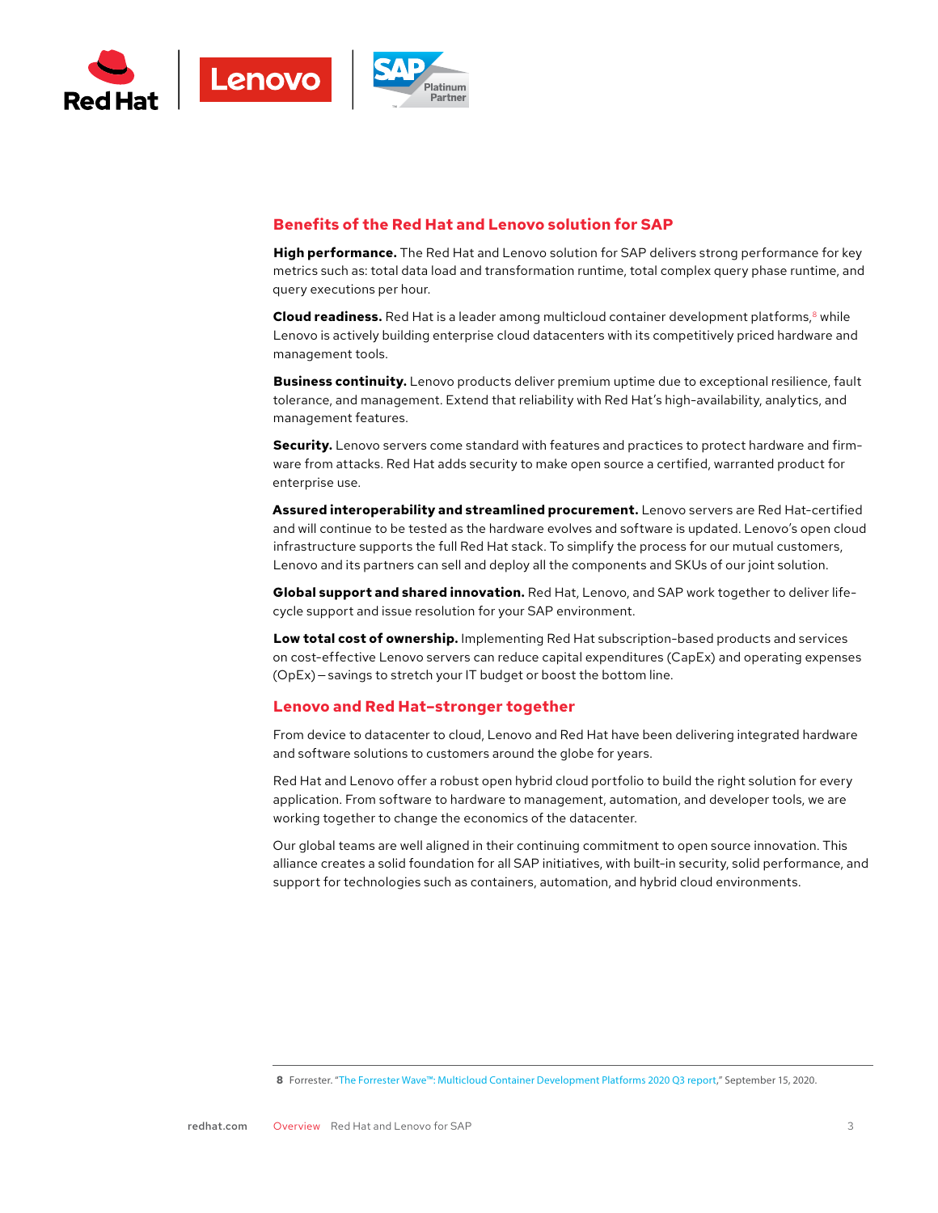## Benefits of the Red Hat and Lenovo solution for SAP

**High performance.** The Red Hat and Lenovo solution for SAP delivers strong performance for key metrics such as: total data load and transformation runtime, total complex query phase runtime, and query executions per hour.

**Cloud readiness.** Red Hat is a leader among multicloud container development platforms,[8] while Lenovo is actively building enterprise cloud datacenters with its competitively priced hardware and management tools.

**Business continuity.** Lenovo products deliver premium uptime due to exceptional resilience, fault tolerance, and management. Extend that reliability with Red Hat's high-availability, analytics, and management features.

**Security.** Lenovo servers come standard with features and practices to protect hardware and firmware from attacks. Red Hat adds security to make open source a certified, warranted product for enterprise use.

**Assured interoperability and streamlined procurement.** Lenovo servers are Red Hat-certified and will continue to be tested as the hardware evolves and software is updated. Lenovo's open cloud infrastructure supports the full Red Hat stack. To simplify the process for our mutual customers, Lenovo and its partners can sell and deploy all the components and SKUs of our joint solution.

**Global support and shared innovation.** Red Hat, Lenovo, and SAP work together to deliver lifecycle support and issue resolution for your SAP environment.

**Low total cost of ownership.** Implementing Red Hat subscription-based products and services on cost-effective Lenovo servers can reduce capital expenditures (CapEx) and operating expenses (OpEx)—savings to stretch your IT budget or boost the bottom line.

## Lenovo and Red Hat–stronger together

From device to datacenter to cloud, Lenovo and Red Hat have been delivering integrated hardware and software solutions to customers around the globe for years.

Red Hat and Lenovo offer a robust open hybrid cloud portfolio to build the right solution for every application. From software to hardware to management, automation, and developer tools, we are working together to change the economics of the datacenter.

Our global teams are well aligned in their continuing commitment to open source innovation. This alliance creates a solid foundation for all SAP initiatives, with built-in security, solid performance, and support for technologies such as containers, automation, and hybrid cloud environments.

---

8 Forrester. "The Forrester Wave™: Multicloud Container Development Platforms 2020 Q3 report," September 15, 2020.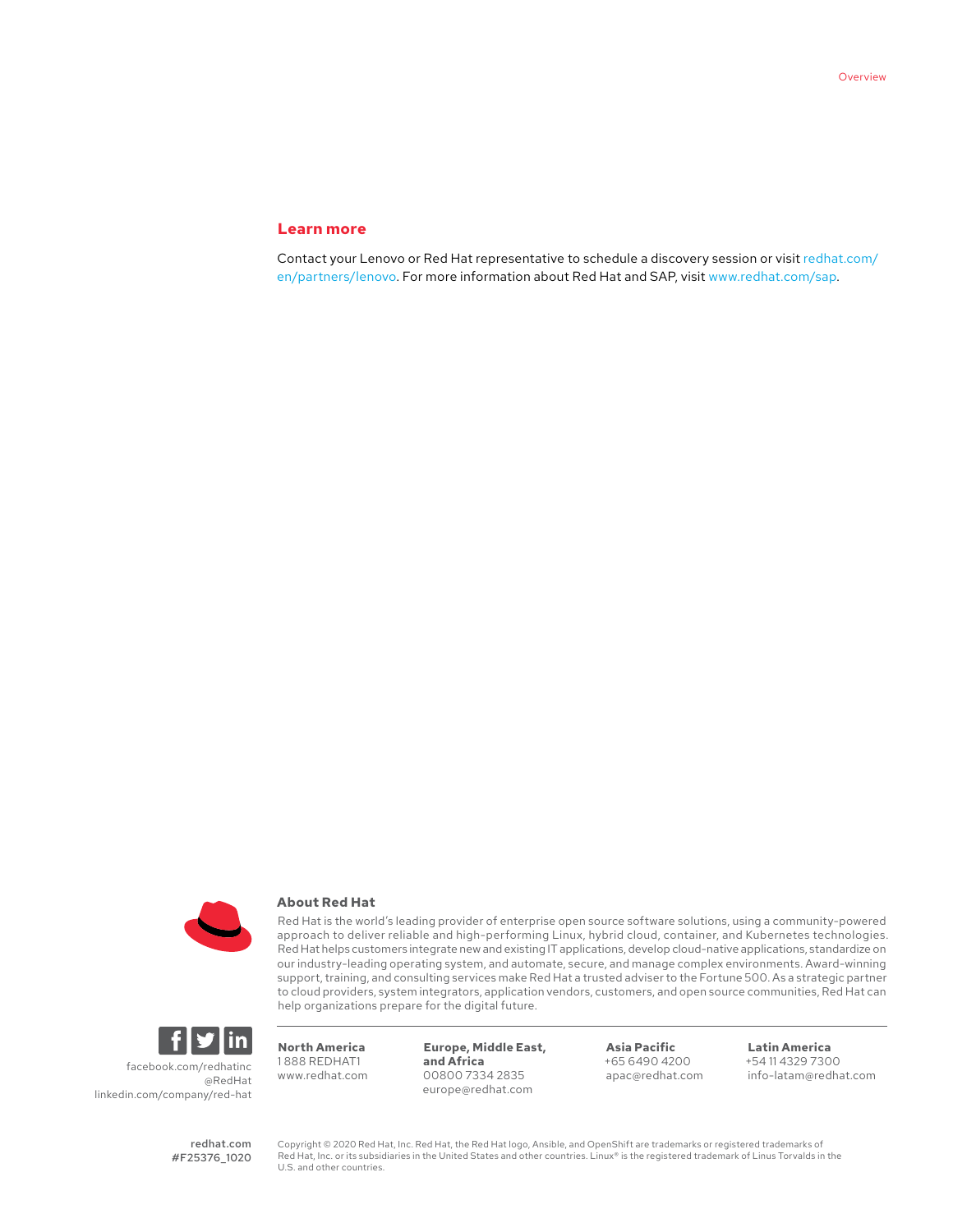## Learn more

Contact your Lenovo or Red Hat representative to schedule a discovery session or visit redhat.com/en/partners/lenovo. For more information about Red Hat and SAP, visit www.redhat.com/sap.

### About Red Hat

Red Hat is the world's leading provider of enterprise open source software solutions, using a community-powered approach to deliver reliable and high-performing Linux, hybrid cloud, container, and Kubernetes technologies. Red Hat helps customers integrate new and existing IT applications, develop cloud-native applications, standardize on our industry-leading operating system, and automate, secure, and manage complex environments. Award-winning support, training, and consulting services make Red Hat a trusted adviser to the Fortune 500. As a strategic partner to cloud providers, system integrators, application vendors, customers, and open source communities, Red Hat can help organizations prepare for the digital future.

facebook.com/redhatinc
@RedHat
linkedin.com/company/red-hat

**North America**
1 888 REDHAT1
www.redhat.com

**Europe, Middle East, and Africa**
00800 7334 2835
europe@redhat.com

**Asia Pacific**
+65 6490 4200
apac@redhat.com

**Latin America**
+54 11 4329 7300
info-latam@redhat.com

redhat.com
#F25376_1020

Copyright © 2020 Red Hat, Inc. Red Hat, the Red Hat logo, Ansible, and OpenShift are trademarks or registered trademarks of Red Hat, Inc. or its subsidiaries in the United States and other countries. Linux® is the registered trademark of Linus Torvalds in the U.S. and other countries.